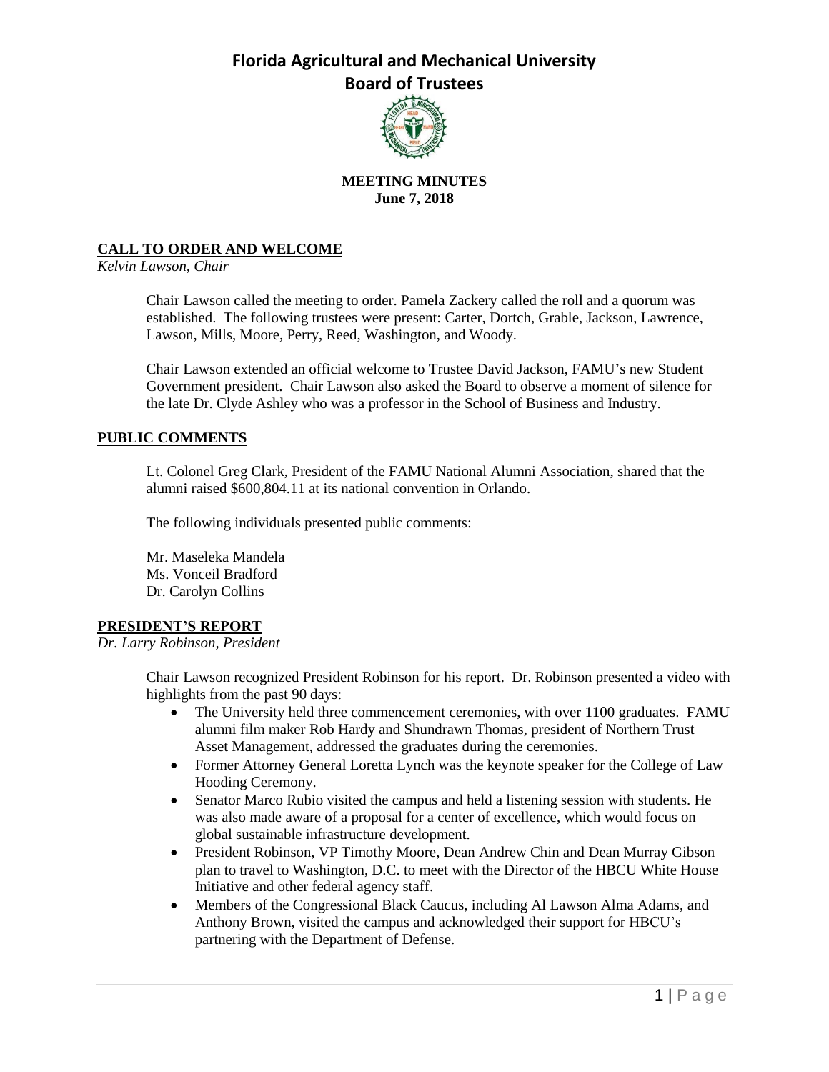# Florida Agricultural and Mechanical University
# Board of Trustees

**MEETING MINUTES**
**June 7, 2018**

## CALL TO ORDER AND WELCOME

*Kelvin Lawson, Chair*

Chair Lawson called the meeting to order. Pamela Zackery called the roll and a quorum was established. The following trustees were present: Carter, Dortch, Grable, Jackson, Lawrence, Lawson, Mills, Moore, Perry, Reed, Washington, and Woody.

Chair Lawson extended an official welcome to Trustee David Jackson, FAMU's new Student Government president. Chair Lawson also asked the Board to observe a moment of silence for the late Dr. Clyde Ashley who was a professor in the School of Business and Industry.

## PUBLIC COMMENTS

Lt. Colonel Greg Clark, President of the FAMU National Alumni Association, shared that the alumni raised $600,804.11 at its national convention in Orlando.

The following individuals presented public comments:

Mr. Maseleka Mandela
Ms. Vonceil Bradford
Dr. Carolyn Collins

## PRESIDENT'S REPORT

*Dr. Larry Robinson, President*

Chair Lawson recognized President Robinson for his report. Dr. Robinson presented a video with highlights from the past 90 days:

- The University held three commencement ceremonies, with over 1100 graduates. FAMU alumni film maker Rob Hardy and Shundrawn Thomas, president of Northern Trust Asset Management, addressed the graduates during the ceremonies.
- Former Attorney General Loretta Lynch was the keynote speaker for the College of Law Hooding Ceremony.
- Senator Marco Rubio visited the campus and held a listening session with students. He was also made aware of a proposal for a center of excellence, which would focus on global sustainable infrastructure development.
- President Robinson, VP Timothy Moore, Dean Andrew Chin and Dean Murray Gibson plan to travel to Washington, D.C. to meet with the Director of the HBCU White House Initiative and other federal agency staff.
- Members of the Congressional Black Caucus, including Al Lawson Alma Adams, and Anthony Brown, visited the campus and acknowledged their support for HBCU's partnering with the Department of Defense.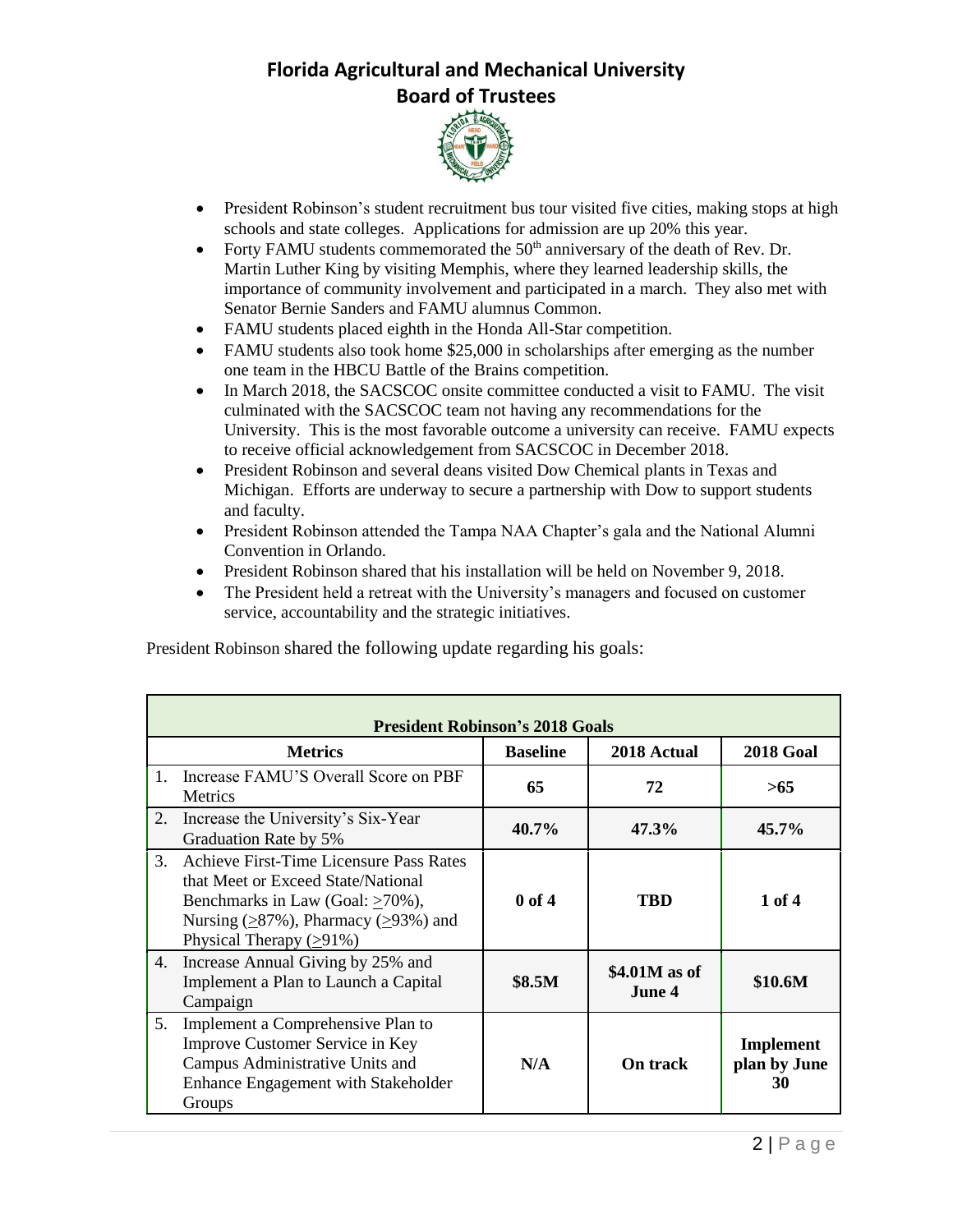- President Robinson's student recruitment bus tour visited five cities, making stops at high schools and state colleges. Applications for admission are up 20% this year.
- Forty FAMU students commemorated the 50th anniversary of the death of Rev. Dr. Martin Luther King by visiting Memphis, where they learned leadership skills, the importance of community involvement and participated in a march. They also met with Senator Bernie Sanders and FAMU alumnus Common.
- FAMU students placed eighth in the Honda All-Star competition.
- FAMU students also took home $25,000 in scholarships after emerging as the number one team in the HBCU Battle of the Brains competition.
- In March 2018, the SACSCOC onsite committee conducted a visit to FAMU. The visit culminated with the SACSCOC team not having any recommendations for the University. This is the most favorable outcome a university can receive. FAMU expects to receive official acknowledgement from SACSCOC in December 2018.
- President Robinson and several deans visited Dow Chemical plants in Texas and Michigan. Efforts are underway to secure a partnership with Dow to support students and faculty.
- President Robinson attended the Tampa NAA Chapter's gala and the National Alumni Convention in Orlando.
- President Robinson shared that his installation will be held on November 9, 2018.
- The President held a retreat with the University's managers and focused on customer service, accountability and the strategic initiatives.

President Robinson shared the following update regarding his goals:

| **President Robinson's 2018 Goals** | | | |
|---|---|---|---|
| **Metrics** | **Baseline** | **2018 Actual** | **2018 Goal** |
| 1. Increase FAMU'S Overall Score on PBF Metrics | **65** | **72** | **>65** |
| 2. Increase the University's Six-Year Graduation Rate by 5% | **40.7%** | **47.3%** | **45.7%** |
| 3. Achieve First-Time Licensure Pass Rates that Meet or Exceed State/National Benchmarks in Law (Goal: ≥70%), Nursing (≥87%), Pharmacy (≥93%) and Physical Therapy (≥91%) | **0 of 4** | **TBD** | **1 of 4** |
| 4. Increase Annual Giving by 25% and Implement a Plan to Launch a Capital Campaign | **$8.5M** | **$4.01M as of June 4** | **$10.6M** |
| 5. Implement a Comprehensive Plan to Improve Customer Service in Key Campus Administrative Units and Enhance Engagement with Stakeholder Groups | **N/A** | **On track** | **Implement plan by June 30** |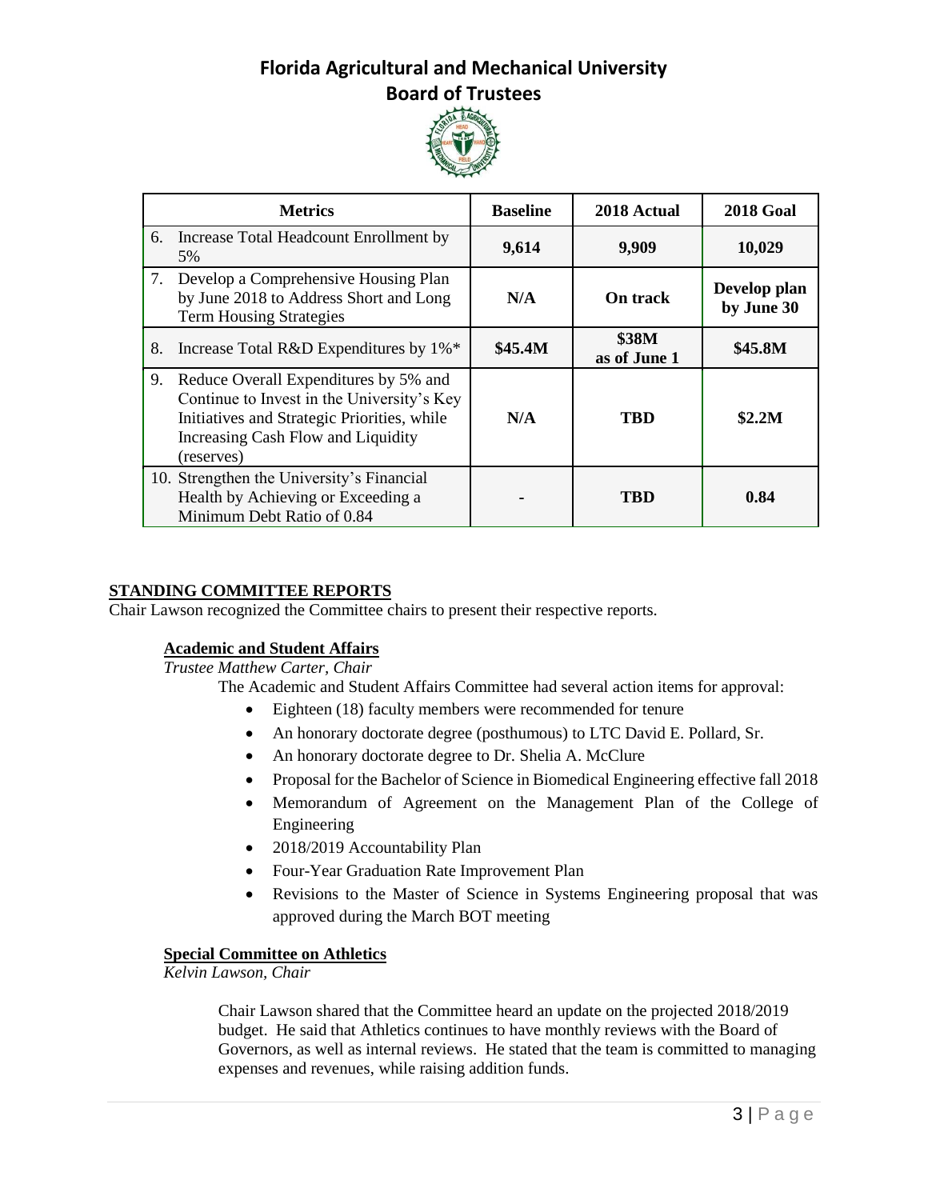# Florida Agricultural and Mechanical University
## Board of Trustees

| Metrics | Baseline | 2018 Actual | 2018 Goal |
|---|---|---|---|
| 6. Increase Total Headcount Enrollment by 5% | 9,614 | 9,909 | 10,029 |
| 7. Develop a Comprehensive Housing Plan by June 2018 to Address Short and Long Term Housing Strategies | N/A | On track | Develop plan by June 30 |
| 8. Increase Total R&D Expenditures by 1%* | $45.4M | $38M as of June 1 | $45.8M |
| 9. Reduce Overall Expenditures by 5% and Continue to Invest in the University's Key Initiatives and Strategic Priorities, while Increasing Cash Flow and Liquidity (reserves) | N/A | TBD | $2.2M |
| 10. Strengthen the University's Financial Health by Achieving or Exceeding a Minimum Debt Ratio of 0.84 | - | TBD | 0.84 |

## STANDING COMMITTEE REPORTS

Chair Lawson recognized the Committee chairs to present their respective reports.

### Academic and Student Affairs

*Trustee Matthew Carter, Chair*

The Academic and Student Affairs Committee had several action items for approval:

- Eighteen (18) faculty members were recommended for tenure
- An honorary doctorate degree (posthumous) to LTC David E. Pollard, Sr.
- An honorary doctorate degree to Dr. Shelia A. McClure
- Proposal for the Bachelor of Science in Biomedical Engineering effective fall 2018
- Memorandum of Agreement on the Management Plan of the College of Engineering
- 2018/2019 Accountability Plan
- Four-Year Graduation Rate Improvement Plan
- Revisions to the Master of Science in Systems Engineering proposal that was approved during the March BOT meeting

### Special Committee on Athletics

*Kelvin Lawson, Chair*

Chair Lawson shared that the Committee heard an update on the projected 2018/2019 budget. He said that Athletics continues to have monthly reviews with the Board of Governors, as well as internal reviews. He stated that the team is committed to managing expenses and revenues, while raising addition funds.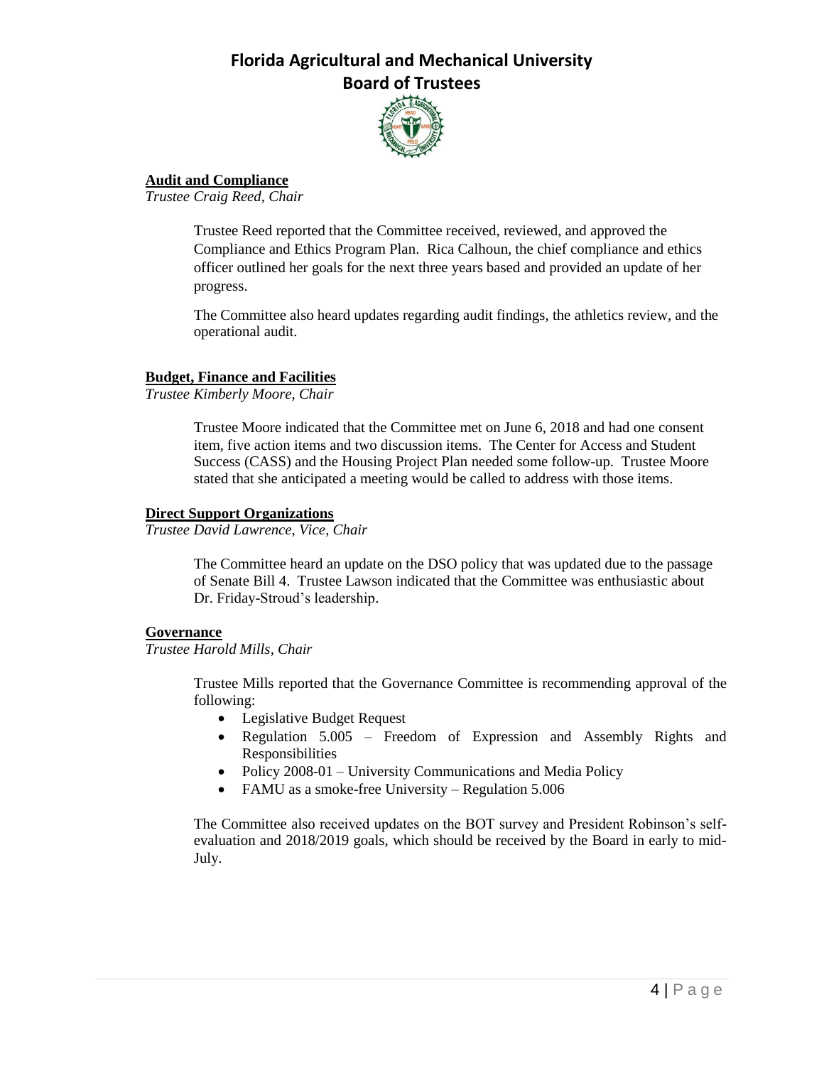**Audit and Compliance**

*Trustee Craig Reed, Chair*

Trustee Reed reported that the Committee received, reviewed, and approved the Compliance and Ethics Program Plan. Rica Calhoun, the chief compliance and ethics officer outlined her goals for the next three years based and provided an update of her progress.

The Committee also heard updates regarding audit findings, the athletics review, and the operational audit.

**Budget, Finance and Facilities**

*Trustee Kimberly Moore, Chair*

Trustee Moore indicated that the Committee met on June 6, 2018 and had one consent item, five action items and two discussion items. The Center for Access and Student Success (CASS) and the Housing Project Plan needed some follow-up. Trustee Moore stated that she anticipated a meeting would be called to address with those items.

**Direct Support Organizations**

*Trustee David Lawrence, Vice, Chair*

The Committee heard an update on the DSO policy that was updated due to the passage of Senate Bill 4. Trustee Lawson indicated that the Committee was enthusiastic about Dr. Friday-Stroud's leadership.

**Governance**

*Trustee Harold Mills, Chair*

Trustee Mills reported that the Governance Committee is recommending approval of the following:

- Legislative Budget Request
- Regulation 5.005 – Freedom of Expression and Assembly Rights and Responsibilities
- Policy 2008-01 – University Communications and Media Policy
- FAMU as a smoke-free University – Regulation 5.006

The Committee also received updates on the BOT survey and President Robinson's self-evaluation and 2018/2019 goals, which should be received by the Board in early to mid-July.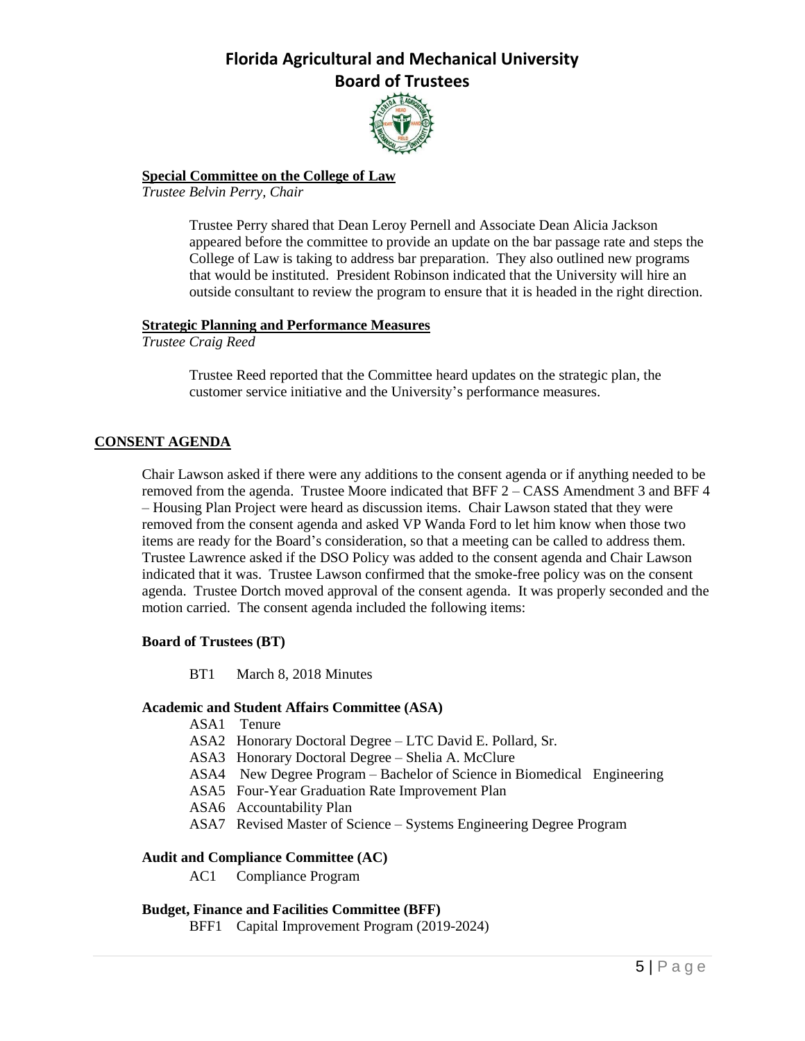**Special Committee on the College of Law**

*Trustee Belvin Perry, Chair*

Trustee Perry shared that Dean Leroy Pernell and Associate Dean Alicia Jackson appeared before the committee to provide an update on the bar passage rate and steps the College of Law is taking to address bar preparation. They also outlined new programs that would be instituted. President Robinson indicated that the University will hire an outside consultant to review the program to ensure that it is headed in the right direction.

**Strategic Planning and Performance Measures**

*Trustee Craig Reed*

Trustee Reed reported that the Committee heard updates on the strategic plan, the customer service initiative and the University's performance measures.

## CONSENT AGENDA

Chair Lawson asked if there were any additions to the consent agenda or if anything needed to be removed from the agenda. Trustee Moore indicated that BFF 2 – CASS Amendment 3 and BFF 4 – Housing Plan Project were heard as discussion items. Chair Lawson stated that they were removed from the consent agenda and asked VP Wanda Ford to let him know when those two items are ready for the Board's consideration, so that a meeting can be called to address them. Trustee Lawrence asked if the DSO Policy was added to the consent agenda and Chair Lawson indicated that it was. Trustee Lawson confirmed that the smoke-free policy was on the consent agenda. Trustee Dortch moved approval of the consent agenda. It was properly seconded and the motion carried. The consent agenda included the following items:

**Board of Trustees (BT)**

- BT1 March 8, 2018 Minutes

**Academic and Student Affairs Committee (ASA)**

- ASA1 Tenure
- ASA2 Honorary Doctoral Degree – LTC David E. Pollard, Sr.
- ASA3 Honorary Doctoral Degree – Shelia A. McClure
- ASA4 New Degree Program – Bachelor of Science in Biomedical Engineering
- ASA5 Four-Year Graduation Rate Improvement Plan
- ASA6 Accountability Plan
- ASA7 Revised Master of Science – Systems Engineering Degree Program

**Audit and Compliance Committee (AC)**

- AC1 Compliance Program

**Budget, Finance and Facilities Committee (BFF)**

- BFF1 Capital Improvement Program (2019-2024)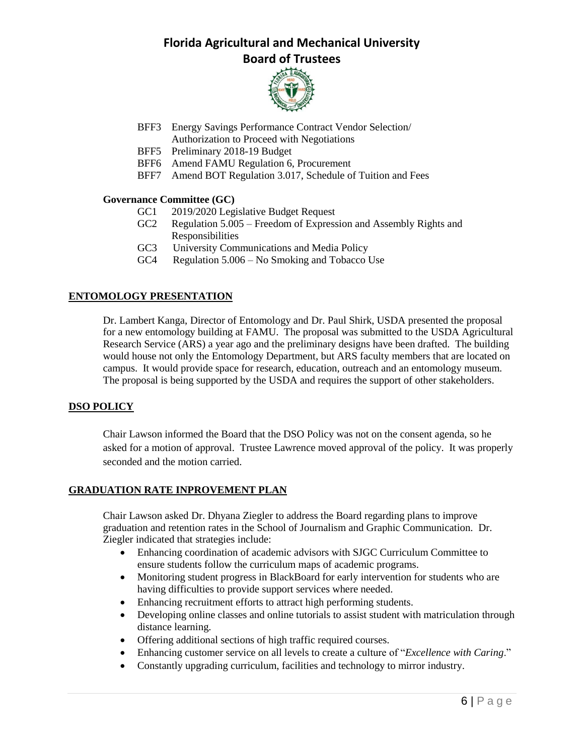BFF3 Energy Savings Performance Contract Vendor Selection/ Authorization to Proceed with Negotiations
BFF5 Preliminary 2018-19 Budget
BFF6 Amend FAMU Regulation 6, Procurement
BFF7 Amend BOT Regulation 3.017, Schedule of Tuition and Fees

**Governance Committee (GC)**

GC1 2019/2020 Legislative Budget Request
GC2 Regulation 5.005 – Freedom of Expression and Assembly Rights and Responsibilities
GC3 University Communications and Media Policy
GC4 Regulation 5.006 – No Smoking and Tobacco Use

## ENTOMOLOGY PRESENTATION

Dr. Lambert Kanga, Director of Entomology and Dr. Paul Shirk, USDA presented the proposal for a new entomology building at FAMU. The proposal was submitted to the USDA Agricultural Research Service (ARS) a year ago and the preliminary designs have been drafted. The building would house not only the Entomology Department, but ARS faculty members that are located on campus. It would provide space for research, education, outreach and an entomology museum. The proposal is being supported by the USDA and requires the support of other stakeholders.

## DSO POLICY

Chair Lawson informed the Board that the DSO Policy was not on the consent agenda, so he asked for a motion of approval. Trustee Lawrence moved approval of the policy. It was properly seconded and the motion carried.

## GRADUATION RATE INPROVEMENT PLAN

Chair Lawson asked Dr. Dhyana Ziegler to address the Board regarding plans to improve graduation and retention rates in the School of Journalism and Graphic Communication. Dr. Ziegler indicated that strategies include:

- Enhancing coordination of academic advisors with SJGC Curriculum Committee to ensure students follow the curriculum maps of academic programs.
- Monitoring student progress in BlackBoard for early intervention for students who are having difficulties to provide support services where needed.
- Enhancing recruitment efforts to attract high performing students.
- Developing online classes and online tutorials to assist student with matriculation through distance learning.
- Offering additional sections of high traffic required courses.
- Enhancing customer service on all levels to create a culture of "*Excellence with Caring*."
- Constantly upgrading curriculum, facilities and technology to mirror industry.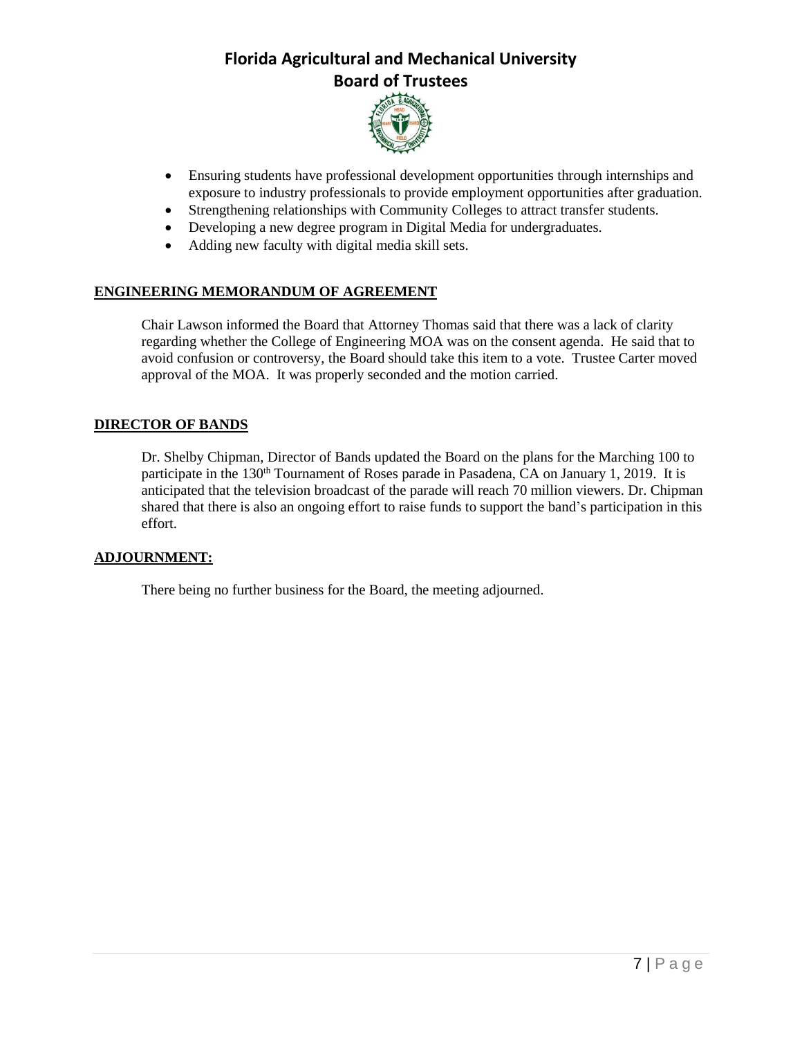- Ensuring students have professional development opportunities through internships and exposure to industry professionals to provide employment opportunities after graduation.
- Strengthening relationships with Community Colleges to attract transfer students.
- Developing a new degree program in Digital Media for undergraduates.
- Adding new faculty with digital media skill sets.

## ENGINEERING MEMORANDUM OF AGREEMENT

Chair Lawson informed the Board that Attorney Thomas said that there was a lack of clarity regarding whether the College of Engineering MOA was on the consent agenda. He said that to avoid confusion or controversy, the Board should take this item to a vote. Trustee Carter moved approval of the MOA. It was properly seconded and the motion carried.

## DIRECTOR OF BANDS

Dr. Shelby Chipman, Director of Bands updated the Board on the plans for the Marching 100 to participate in the 130th Tournament of Roses parade in Pasadena, CA on January 1, 2019. It is anticipated that the television broadcast of the parade will reach 70 million viewers. Dr. Chipman shared that there is also an ongoing effort to raise funds to support the band's participation in this effort.

## ADJOURNMENT:

There being no further business for the Board, the meeting adjourned.